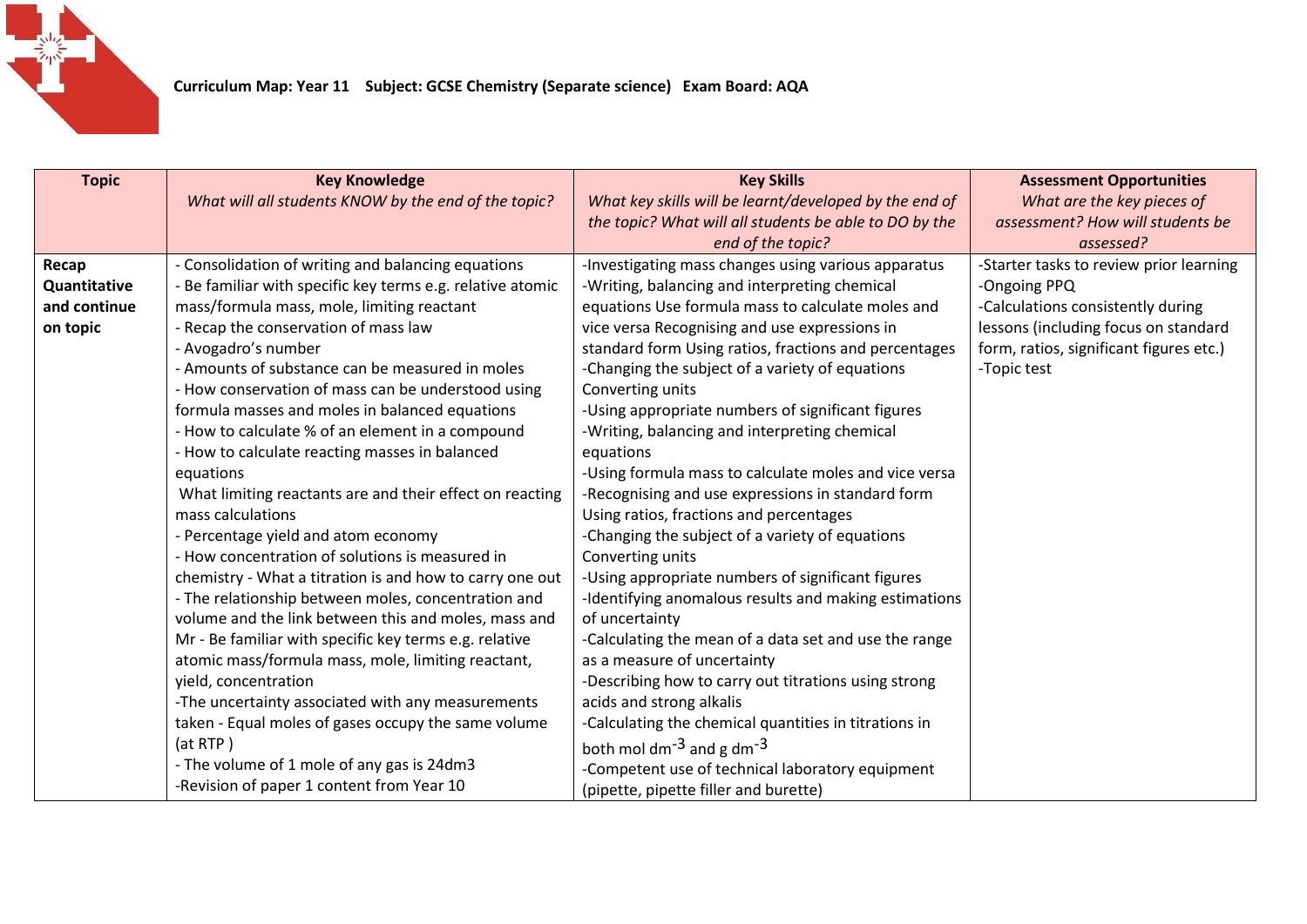**Curriculum Map: Year 11 Subject: GCSE Chemistry (Separate science) Exam Board: AQA**

| Topic | Key Knowledge<br>*What will all students KNOW by the end of the topic?* | Key Skills<br>*What key skills will be learnt/developed by the end of the topic? What will all students be able to DO by the end of the topic?* | Assessment Opportunities<br>*What are the key pieces of assessment? How will students be assessed?* |
|---|---|---|---|
| **Recap Quantitative and continue on topic** | - Consolidation of writing and balancing equations<br>- Be familiar with specific key terms e.g. relative atomic mass/formula mass, mole, limiting reactant<br>- Recap the conservation of mass law<br>- Avogadro's number<br>- Amounts of substance can be measured in moles<br>- How conservation of mass can be understood using formula masses and moles in balanced equations<br>- How to calculate % of an element in a compound<br>- How to calculate reacting masses in balanced equations<br>What limiting reactants are and their effect on reacting mass calculations<br>- Percentage yield and atom economy<br>- How concentration of solutions is measured in chemistry - What a titration is and how to carry one out<br>- The relationship between moles, concentration and volume and the link between this and moles, mass and Mr - Be familiar with specific key terms e.g. relative atomic mass/formula mass, mole, limiting reactant, yield, concentration<br>-The uncertainty associated with any measurements taken - Equal moles of gases occupy the same volume (at RTP )<br>- The volume of 1 mole of any gas is 24dm3<br>-Revision of paper 1 content from Year 10 | -Investigating mass changes using various apparatus<br>-Writing, balancing and interpreting chemical equations Use formula mass to calculate moles and vice versa Recognising and use expressions in standard form Using ratios, fractions and percentages<br>-Changing the subject of a variety of equations Converting units<br>-Using appropriate numbers of significant figures<br>-Writing, balancing and interpreting chemical equations<br>-Using formula mass to calculate moles and vice versa<br>-Recognising and use expressions in standard form Using ratios, fractions and percentages<br>-Changing the subject of a variety of equations Converting units<br>-Using appropriate numbers of significant figures<br>-Identifying anomalous results and making estimations of uncertainty<br>-Calculating the mean of a data set and use the range as a measure of uncertainty<br>-Describing how to carry out titrations using strong acids and strong alkalis<br>-Calculating the chemical quantities in titrations in both mol $dm^{-3}$ and g $dm^{-3}$<br>-Competent use of technical laboratory equipment (pipette, pipette filler and burette) | -Starter tasks to review prior learning<br>-Ongoing PPQ<br>-Calculations consistently during lessons (including focus on standard form, ratios, significant figures etc.)<br>-Topic test |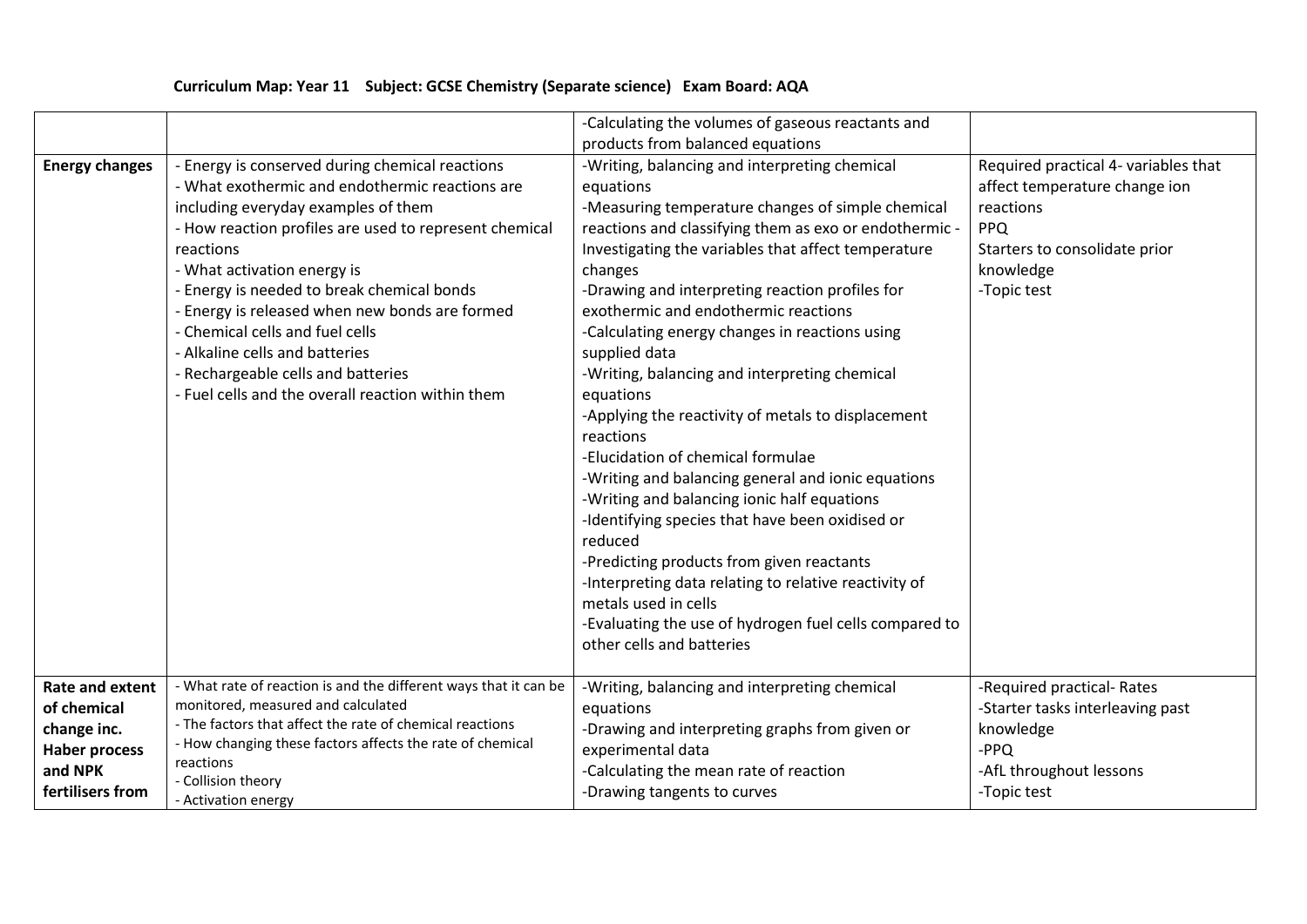**Curriculum Map: Year 11 Subject: GCSE Chemistry (Separate science) Exam Board: AQA**

| | | | |
|---|---|---|---|
| | | -Calculating the volumes of gaseous reactants and products from balanced equations | |
| **Energy changes** | - Energy is conserved during chemical reactions<br>- What exothermic and endothermic reactions are including everyday examples of them<br>- How reaction profiles are used to represent chemical reactions<br>- What activation energy is<br>- Energy is needed to break chemical bonds<br>- Energy is released when new bonds are formed<br>- Chemical cells and fuel cells<br>- Alkaline cells and batteries<br>- Rechargeable cells and batteries<br>- Fuel cells and the overall reaction within them | -Writing, balancing and interpreting chemical equations<br>-Measuring temperature changes of simple chemical reactions and classifying them as exo or endothermic -Investigating the variables that affect temperature changes<br>-Drawing and interpreting reaction profiles for exothermic and endothermic reactions<br>-Calculating energy changes in reactions using supplied data<br>-Writing, balancing and interpreting chemical equations<br>-Applying the reactivity of metals to displacement reactions<br>-Elucidation of chemical formulae<br>-Writing and balancing general and ionic equations<br>-Writing and balancing ionic half equations<br>-Identifying species that have been oxidised or reduced<br>-Predicting products from given reactants<br>-Interpreting data relating to relative reactivity of metals used in cells<br>-Evaluating the use of hydrogen fuel cells compared to other cells and batteries | Required practical 4- variables that affect temperature change ion reactions<br>PPQ<br>Starters to consolidate prior knowledge<br>-Topic test |
| **Rate and extent of chemical change inc. Haber process and NPK fertilisers from** | - What rate of reaction is and the different ways that it can be monitored, measured and calculated<br>- The factors that affect the rate of chemical reactions<br>- How changing these factors affects the rate of chemical reactions<br>- Collision theory<br>- Activation energy | -Writing, balancing and interpreting chemical equations<br>-Drawing and interpreting graphs from given or experimental data<br>-Calculating the mean rate of reaction<br>-Drawing tangents to curves | -Required practical- Rates<br>-Starter tasks interleaving past knowledge<br>-PPQ<br>-AfL throughout lessons<br>-Topic test |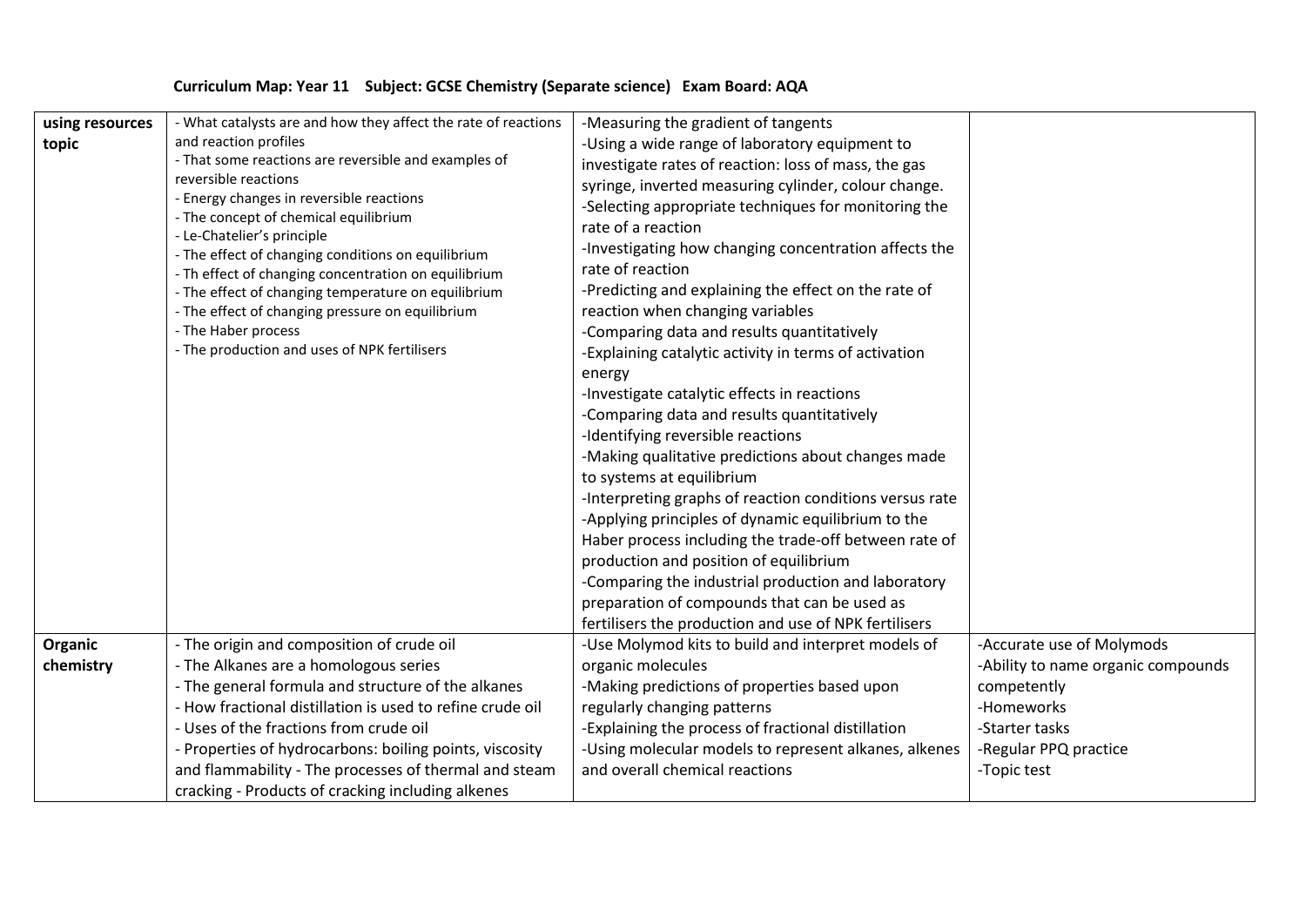**Curriculum Map: Year 11 Subject: GCSE Chemistry (Separate science) Exam Board: AQA**

| | | | |
|---|---|---|---|
| **using resources topic** | - What catalysts are and how they affect the rate of reactions and reaction profiles<br>- That some reactions are reversible and examples of reversible reactions<br>- Energy changes in reversible reactions<br>- The concept of chemical equilibrium<br>- Le-Chatelier's principle<br>- The effect of changing conditions on equilibrium<br>- Th effect of changing concentration on equilibrium<br>- The effect of changing temperature on equilibrium<br>- The effect of changing pressure on equilibrium<br>- The Haber process<br>- The production and uses of NPK fertilisers | -Measuring the gradient of tangents<br>-Using a wide range of laboratory equipment to investigate rates of reaction: loss of mass, the gas syringe, inverted measuring cylinder, colour change.<br>-Selecting appropriate techniques for monitoring the rate of a reaction<br>-Investigating how changing concentration affects the rate of reaction<br>-Predicting and explaining the effect on the rate of reaction when changing variables<br>-Comparing data and results quantitatively<br>-Explaining catalytic activity in terms of activation energy<br>-Investigate catalytic effects in reactions<br>-Comparing data and results quantitatively<br>-Identifying reversible reactions<br>-Making qualitative predictions about changes made to systems at equilibrium<br>-Interpreting graphs of reaction conditions versus rate<br>-Applying principles of dynamic equilibrium to the Haber process including the trade-off between rate of production and position of equilibrium<br>-Comparing the industrial production and laboratory preparation of compounds that can be used as fertilisers the production and use of NPK fertilisers | |
| **Organic chemistry** | - The origin and composition of crude oil<br>- The Alkanes are a homologous series<br>- The general formula and structure of the alkanes<br>- How fractional distillation is used to refine crude oil<br>- Uses of the fractions from crude oil<br>- Properties of hydrocarbons: boiling points, viscosity and flammability - The processes of thermal and steam cracking - Products of cracking including alkenes | -Use Molymod kits to build and interpret models of organic molecules<br>-Making predictions of properties based upon regularly changing patterns<br>-Explaining the process of fractional distillation<br>-Using molecular models to represent alkanes, alkenes and overall chemical reactions | -Accurate use of Molymods<br>-Ability to name organic compounds competently<br>-Homeworks<br>-Starter tasks<br>-Regular PPQ practice<br>-Topic test |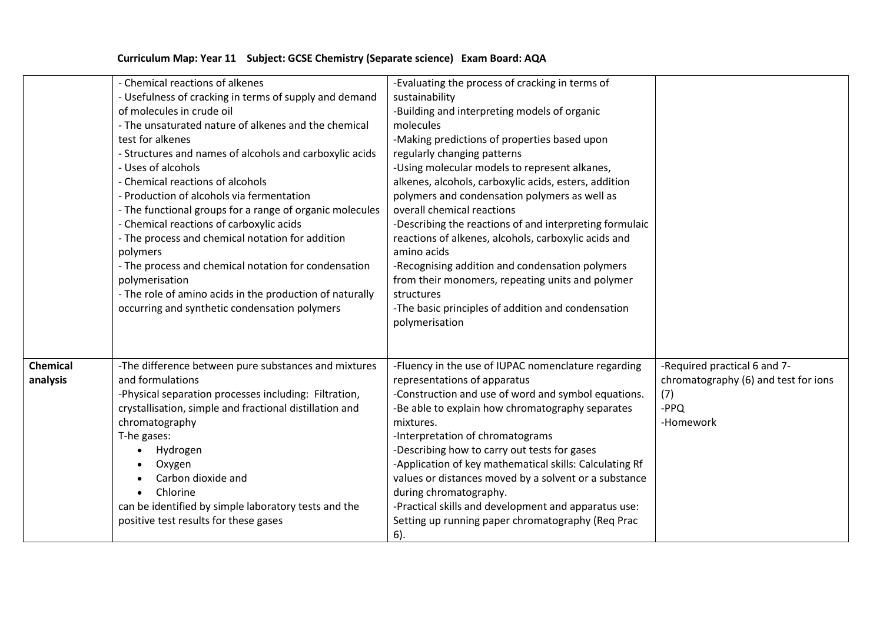**Curriculum Map: Year 11 Subject: GCSE Chemistry (Separate science) Exam Board: AQA**

| | | | |
|---|---|---|---|
| | - Chemical reactions of alkenes<br>- Usefulness of cracking in terms of supply and demand of molecules in crude oil<br>- The unsaturated nature of alkenes and the chemical test for alkenes<br>- Structures and names of alcohols and carboxylic acids<br>- Uses of alcohols<br>- Chemical reactions of alcohols<br>- Production of alcohols via fermentation<br>- The functional groups for a range of organic molecules<br>- Chemical reactions of carboxylic acids<br>- The process and chemical notation for addition polymers<br>- The process and chemical notation for condensation polymerisation<br>- The role of amino acids in the production of naturally occurring and synthetic condensation polymers | -Evaluating the process of cracking in terms of sustainability<br>-Building and interpreting models of organic molecules<br>-Making predictions of properties based upon regularly changing patterns<br>-Using molecular models to represent alkanes, alkenes, alcohols, carboxylic acids, esters, addition polymers and condensation polymers as well as overall chemical reactions<br>-Describing the reactions of and interpreting formulaic reactions of alkenes, alcohols, carboxylic acids and amino acids<br>-Recognising addition and condensation polymers from their monomers, repeating units and polymer structures<br>-The basic principles of addition and condensation polymerisation | |
| **Chemical analysis** | -The difference between pure substances and mixtures and formulations<br>-Physical separation processes including: Filtration, crystallisation, simple and fractional distillation and chromatography<br>T-he gases:<br>• Hydrogen<br>• Oxygen<br>• Carbon dioxide and<br>• Chlorine<br>can be identified by simple laboratory tests and the positive test results for these gases | -Fluency in the use of IUPAC nomenclature regarding representations of apparatus<br>-Construction and use of word and symbol equations.<br>-Be able to explain how chromatography separates mixtures.<br>-Interpretation of chromatograms<br>-Describing how to carry out tests for gases<br>-Application of key mathematical skills: Calculating Rf values or distances moved by a solvent or a substance during chromatography.<br>-Practical skills and development and apparatus use: Setting up running paper chromatography (Req Prac 6). | -Required practical 6 and 7-chromatography (6) and test for ions (7)<br>-PPQ<br>-Homework |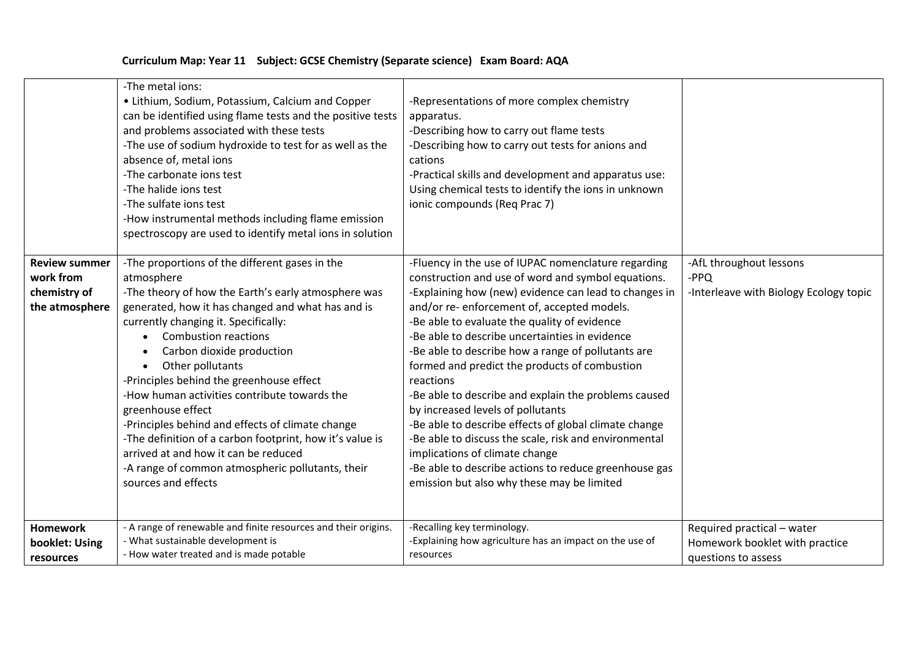**Curriculum Map: Year 11 Subject: GCSE Chemistry (Separate science) Exam Board: AQA**

| | | | |
|---|---|---|---|
| | -The metal ions:<br>• Lithium, Sodium, Potassium, Calcium and Copper can be identified using flame tests and the positive tests and problems associated with these tests<br>-The use of sodium hydroxide to test for as well as the absence of, metal ions<br>-The carbonate ions test<br>-The halide ions test<br>-The sulfate ions test<br>-How instrumental methods including flame emission spectroscopy are used to identify metal ions in solution | -Representations of more complex chemistry apparatus.<br>-Describing how to carry out flame tests<br>-Describing how to carry out tests for anions and cations<br>-Practical skills and development and apparatus use: Using chemical tests to identify the ions in unknown ionic compounds (Req Prac 7) | |
| **Review summer work from chemistry of the atmosphere** | -The proportions of the different gases in the atmosphere<br>-The theory of how the Earth's early atmosphere was generated, how it has changed and what has and is currently changing it. Specifically:<br>• Combustion reactions<br>• Carbon dioxide production<br>• Other pollutants<br>-Principles behind the greenhouse effect<br>-How human activities contribute towards the greenhouse effect<br>-Principles behind and effects of climate change<br>-The definition of a carbon footprint, how it's value is arrived at and how it can be reduced<br>-A range of common atmospheric pollutants, their sources and effects | -Fluency in the use of IUPAC nomenclature regarding construction and use of word and symbol equations.<br>-Explaining how (new) evidence can lead to changes in and/or re- enforcement of, accepted models.<br>-Be able to evaluate the quality of evidence<br>-Be able to describe uncertainties in evidence<br>-Be able to describe how a range of pollutants are formed and predict the products of combustion reactions<br>-Be able to describe and explain the problems caused by increased levels of pollutants<br>-Be able to describe effects of global climate change<br>-Be able to discuss the scale, risk and environmental implications of climate change<br>-Be able to describe actions to reduce greenhouse gas emission but also why these may be limited | -AfL throughout lessons<br>-PPQ<br>-Interleave with Biology Ecology topic |
| **Homework booklet: Using resources** | - A range of renewable and finite resources and their origins.<br>- What sustainable development is<br>- How water treated and is made potable | -Recalling key terminology.<br>-Explaining how agriculture has an impact on the use of resources | Required practical – water<br>Homework booklet with practice questions to assess |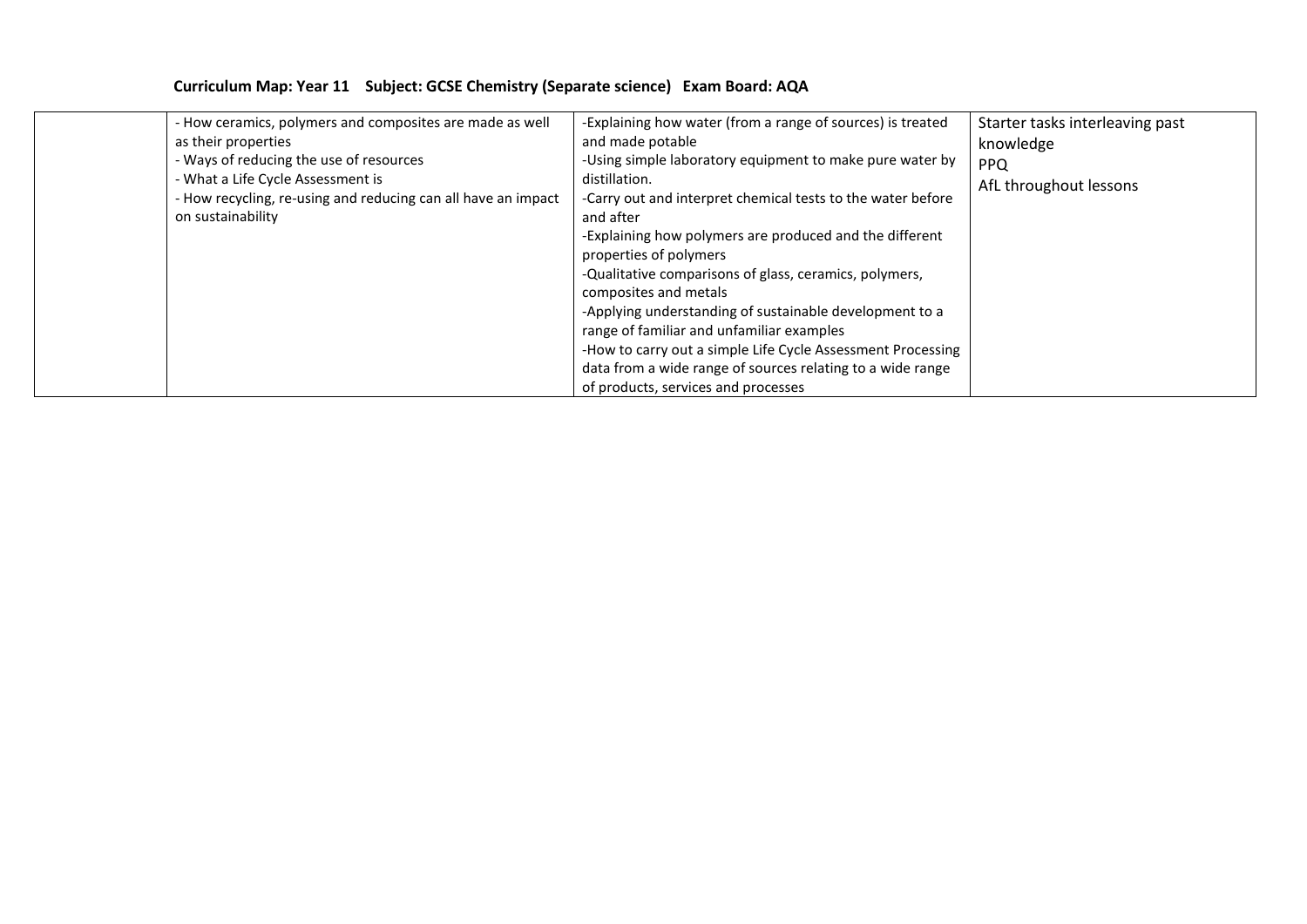**Curriculum Map: Year 11 Subject: GCSE Chemistry (Separate science) Exam Board: AQA**

| | | | |
|---|---|---|---|
| | - How ceramics, polymers and composites are made as well as their properties<br>- Ways of reducing the use of resources<br>- What a Life Cycle Assessment is<br>- How recycling, re-using and reducing can all have an impact on sustainability | -Explaining how water (from a range of sources) is treated and made potable<br>-Using simple laboratory equipment to make pure water by distillation.<br>-Carry out and interpret chemical tests to the water before and after<br>-Explaining how polymers are produced and the different properties of polymers<br>-Qualitative comparisons of glass, ceramics, polymers, composites and metals<br>-Applying understanding of sustainable development to a range of familiar and unfamiliar examples<br>-How to carry out a simple Life Cycle Assessment Processing data from a wide range of sources relating to a wide range of products, services and processes | Starter tasks interleaving past knowledge<br>PPQ<br>AfL throughout lessons |